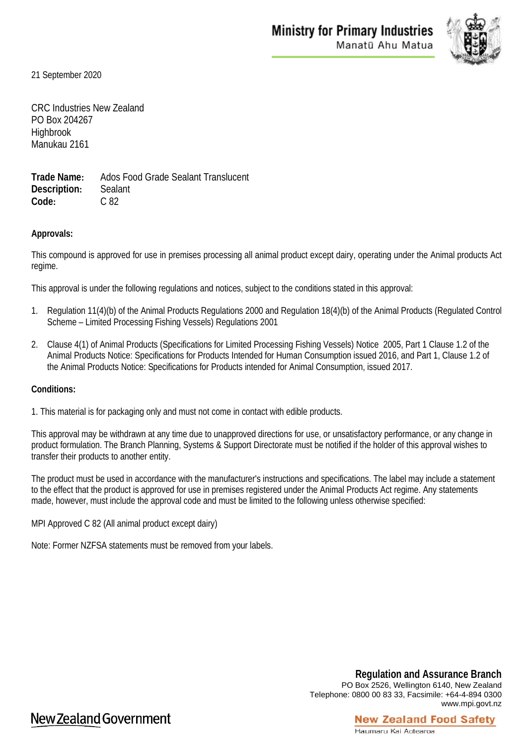Ministry for Primary Industries
Manatū Ahu Matua

21 September 2020

CRC Industries New Zealand
PO Box 204267
Highbrook
Manukau 2161

**Trade Name:** Ados Food Grade Sealant Translucent
**Description:** Sealant
**Code:** C 82

**Approvals:**

This compound is approved for use in premises processing all animal product except dairy, operating under the Animal products Act regime.

This approval is under the following regulations and notices, subject to the conditions stated in this approval:

1. Regulation 11(4)(b) of the Animal Products Regulations 2000 and Regulation 18(4)(b) of the Animal Products (Regulated Control Scheme – Limited Processing Fishing Vessels) Regulations 2001
2. Clause 4(1) of Animal Products (Specifications for Limited Processing Fishing Vessels) Notice 2005, Part 1 Clause 1.2 of the Animal Products Notice: Specifications for Products Intended for Human Consumption issued 2016, and Part 1, Clause 1.2 of the Animal Products Notice: Specifications for Products intended for Animal Consumption, issued 2017.

**Conditions:**

1. This material is for packaging only and must not come in contact with edible products.

This approval may be withdrawn at any time due to unapproved directions for use, or unsatisfactory performance, or any change in product formulation. The Branch Planning, Systems & Support Directorate must be notified if the holder of this approval wishes to transfer their products to another entity.

The product must be used in accordance with the manufacturer's instructions and specifications. The label may include a statement to the effect that the product is approved for use in premises registered under the Animal Products Act regime. Any statements made, however, must include the approval code and must be limited to the following unless otherwise specified:

MPI Approved C 82 (All animal product except dairy)

Note: Former NZFSA statements must be removed from your labels.

**Regulation and Assurance Branch**
PO Box 2526, Wellington 6140, New Zealand
Telephone: 0800 00 83 33, Facsimile: +64-4-894 0300
www.mpi.govt.nz

New Zealand Government

New Zealand Food Safety
Haumaru Kai Aotearoa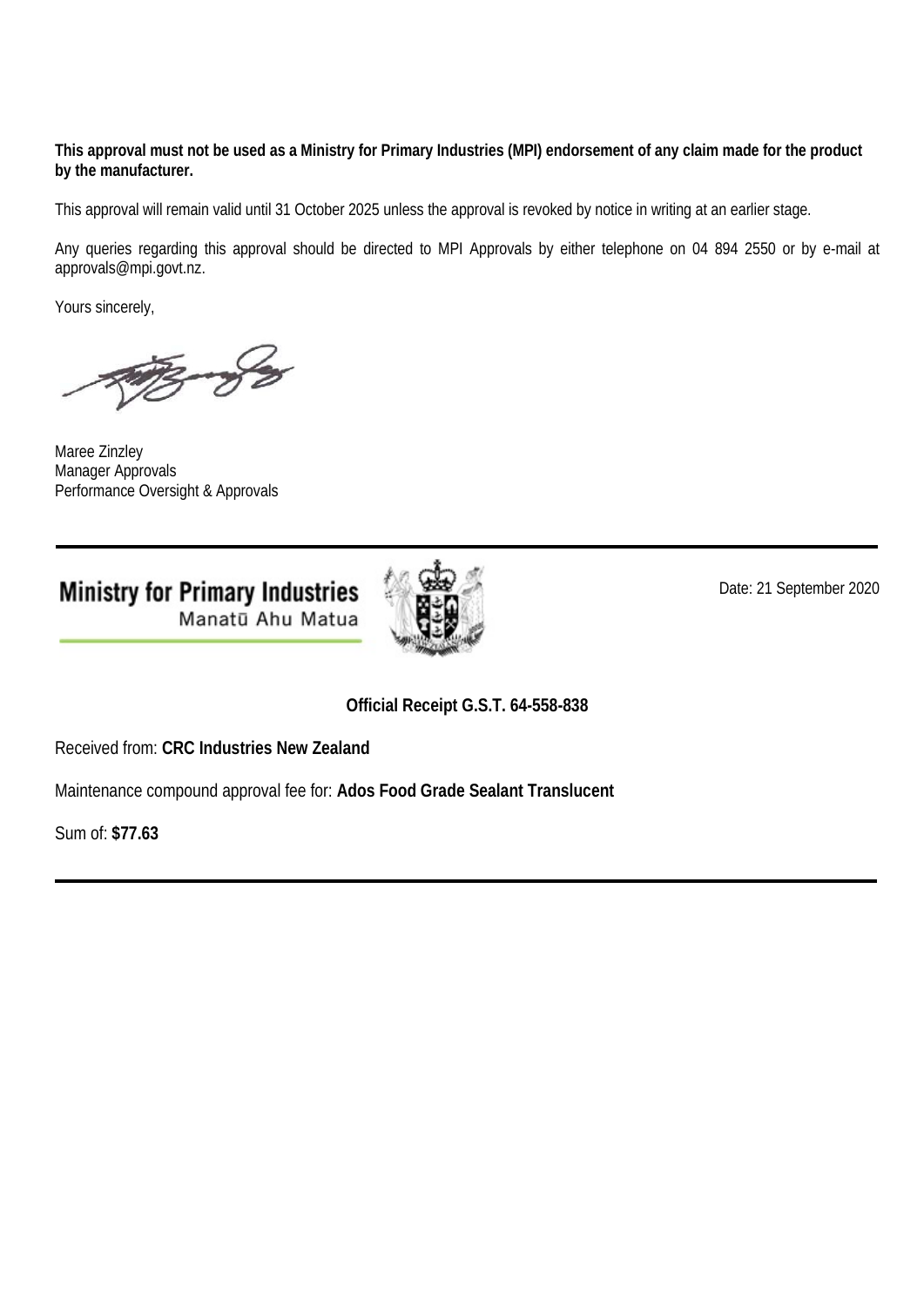**This approval must not be used as a Ministry for Primary Industries (MPI) endorsement of any claim made for the product by the manufacturer.**

This approval will remain valid until 31 October 2025 unless the approval is revoked by notice in writing at an earlier stage.

Any queries regarding this approval should be directed to MPI Approvals by either telephone on 04 894 2550 or by e-mail at approvals@mpi.govt.nz.

Yours sincerely,

Maree Zinzley
Manager Approvals
Performance Oversight & Approvals

---

Ministry for Primary Industries
Manatū Ahu Matua

Date: 21 September 2020

**Official Receipt G.S.T. 64-558-838**

Received from: **CRC Industries New Zealand**

Maintenance compound approval fee for: **Ados Food Grade Sealant Translucent**

Sum of: **$77.63**

---